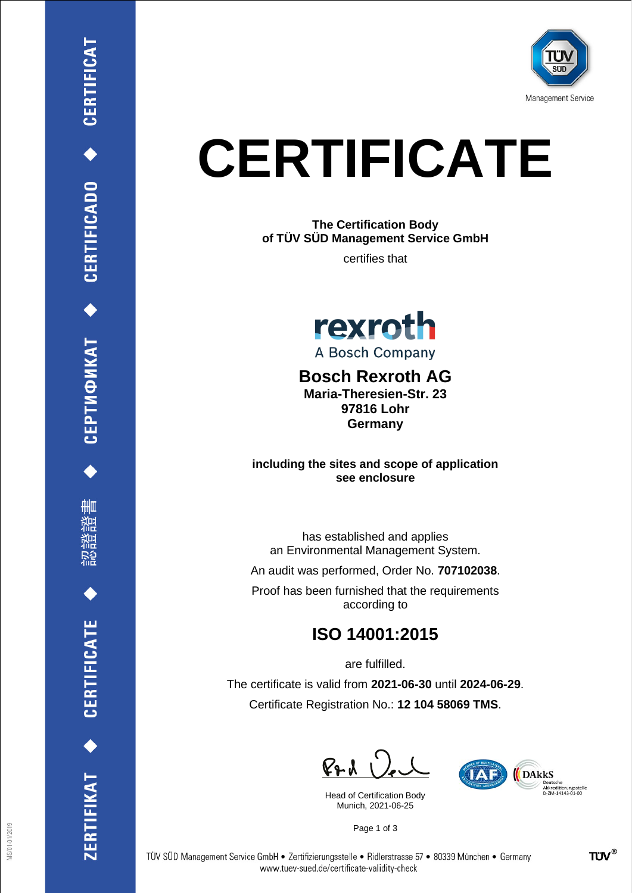CERTIFICAT ◆ CERTIFICADO ◆ СЕРТИФИКАТ ◆ 認證證書 ◆ CERTIFICATE ◆ ZERTIFIKAT

TÜV SÜD
Management Service

# CERTIFICATE

**The Certification Body of TÜV SÜD Management Service GmbH**

certifies that

rexroth
A Bosch Company

**Bosch Rexroth AG**
**Maria-Theresien-Str. 23**
**97816 Lohr**
**Germany**

**including the sites and scope of application see enclosure**

has established and applies an Environmental Management System.

An audit was performed, Order No. **707102038**.

Proof has been furnished that the requirements according to

## ISO 14001:2015

are fulfilled.

The certificate is valid from **2021-06-30** until **2024-06-29**.

Certificate Registration No.: **12 104 58069 TMS**.

Head of Certification Body
Munich, 2021-06-25

IAF
DAkkS Deutsche Akkreditierungsstelle D-ZM-14143-01-00

TÜV SÜD Management Service GmbH • Zertifizierungsstelle • Ridlerstrasse 57 • 80339 München • Germany
www.tuev-sued.de/certificate-validity-check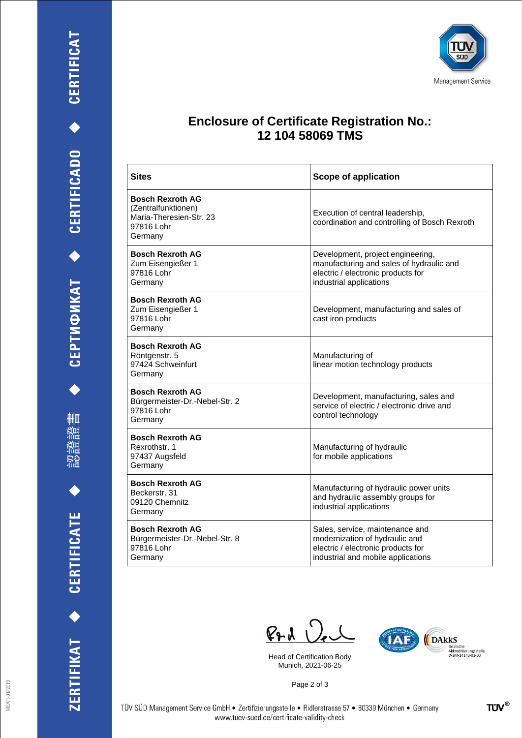Management Service

# Enclosure of Certificate Registration No.: 12 104 58069 TMS

| Sites | Scope of application |
|---|---|
| **Bosch Rexroth AG**<br>(Zentralfunktionen)<br>Maria-Theresien-Str. 23<br>97816 Lohr<br>Germany | Execution of central leadership, coordination and controlling of Bosch Rexroth |
| **Bosch Rexroth AG**<br>Zum Eisengießer 1<br>97816 Lohr<br>Germany | Development, project engineering, manufacturing and sales of hydraulic and electric / electronic products for industrial applications |
| **Bosch Rexroth AG**<br>Zum Eisengießer 1<br>97816 Lohr<br>Germany | Development, manufacturing and sales of cast iron products |
| **Bosch Rexroth AG**<br>Röntgenstr. 5<br>97424 Schweinfurt<br>Germany | Manufacturing of linear motion technology products |
| **Bosch Rexroth AG**<br>Bürgermeister-Dr.-Nebel-Str. 2<br>97816 Lohr<br>Germany | Development, manufacturing, sales and service of electric / electronic drive and control technology |
| **Bosch Rexroth AG**<br>Rexrothstr. 1<br>97437 Augsfeld<br>Germany | Manufacturing of hydraulic for mobile applications |
| **Bosch Rexroth AG**<br>Beckerstr. 31<br>09120 Chemnitz<br>Germany | Manufacturing of hydraulic power units and hydraulic assembly groups for industrial applications |
| **Bosch Rexroth AG**<br>Bürgermeister-Dr.-Nebel-Str. 8<br>97816 Lohr<br>Germany | Sales, service, maintenance and modernization of hydraulic and electric / electronic products for industrial and mobile applications |

Head of Certification Body
Munich, 2021-06-25

DAkkS Deutsche Akkreditierungsstelle D-ZM-14143-01-00

TÜV SÜD Management Service GmbH • Zertifizierungsstelle • Ridlerstrasse 57 • 80339 München • Germany
www.tuev-sued.de/certificate-validity-check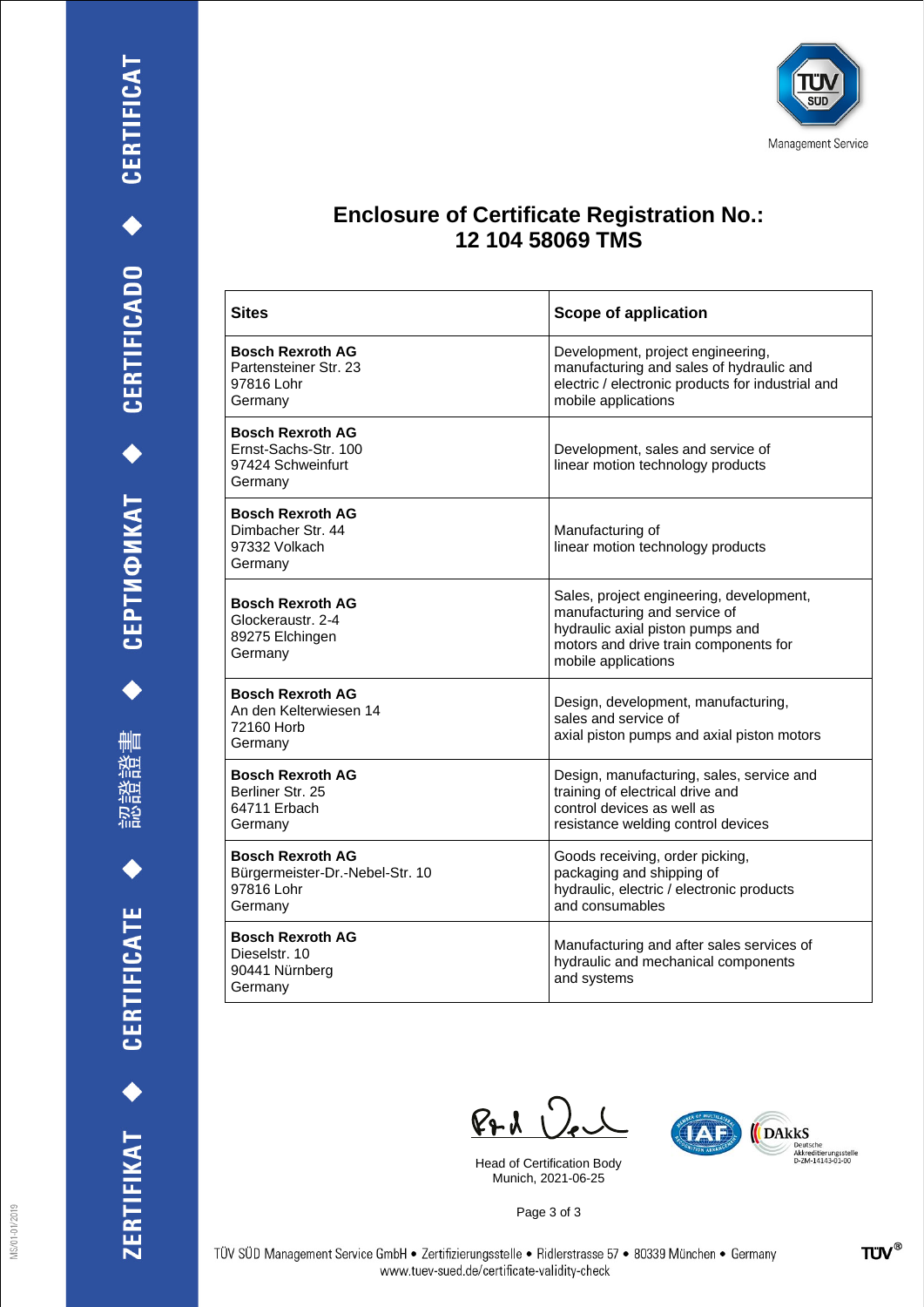Management Service

# Enclosure of Certificate Registration No.: 12 104 58069 TMS

| Sites | Scope of application |
|---|---|
| **Bosch Rexroth AG**<br>Partensteiner Str. 23<br>97816 Lohr<br>Germany | Development, project engineering, manufacturing and sales of hydraulic and electric / electronic products for industrial and mobile applications |
| **Bosch Rexroth AG**<br>Ernst-Sachs-Str. 100<br>97424 Schweinfurt<br>Germany | Development, sales and service of linear motion technology products |
| **Bosch Rexroth AG**<br>Dimbacher Str. 44<br>97332 Volkach<br>Germany | Manufacturing of linear motion technology products |
| **Bosch Rexroth AG**<br>Glockeraustr. 2-4<br>89275 Elchingen<br>Germany | Sales, project engineering, development, manufacturing and service of hydraulic axial piston pumps and motors and drive train components for mobile applications |
| **Bosch Rexroth AG**<br>An den Kelterwiesen 14<br>72160 Horb<br>Germany | Design, development, manufacturing, sales and service of axial piston pumps and axial piston motors |
| **Bosch Rexroth AG**<br>Berliner Str. 25<br>64711 Erbach<br>Germany | Design, manufacturing, sales, service and training of electrical drive and control devices as well as resistance welding control devices |
| **Bosch Rexroth AG**<br>Bürgermeister-Dr.-Nebel-Str. 10<br>97816 Lohr<br>Germany | Goods receiving, order picking, packaging and shipping of hydraulic, electric / electronic products and consumables |
| **Bosch Rexroth AG**<br>Dieselstr. 10<br>90441 Nürnberg<br>Germany | Manufacturing and after sales services of hydraulic and mechanical components and systems |

Head of Certification Body
Munich, 2021-06-25

DAkkS Deutsche Akkreditierungsstelle D-ZM-14143-01-00

TÜV SÜD Management Service GmbH • Zertifizierungsstelle • Ridlerstrasse 57 • 80339 München • Germany
www.tuev-sued.de/certificate-validity-check